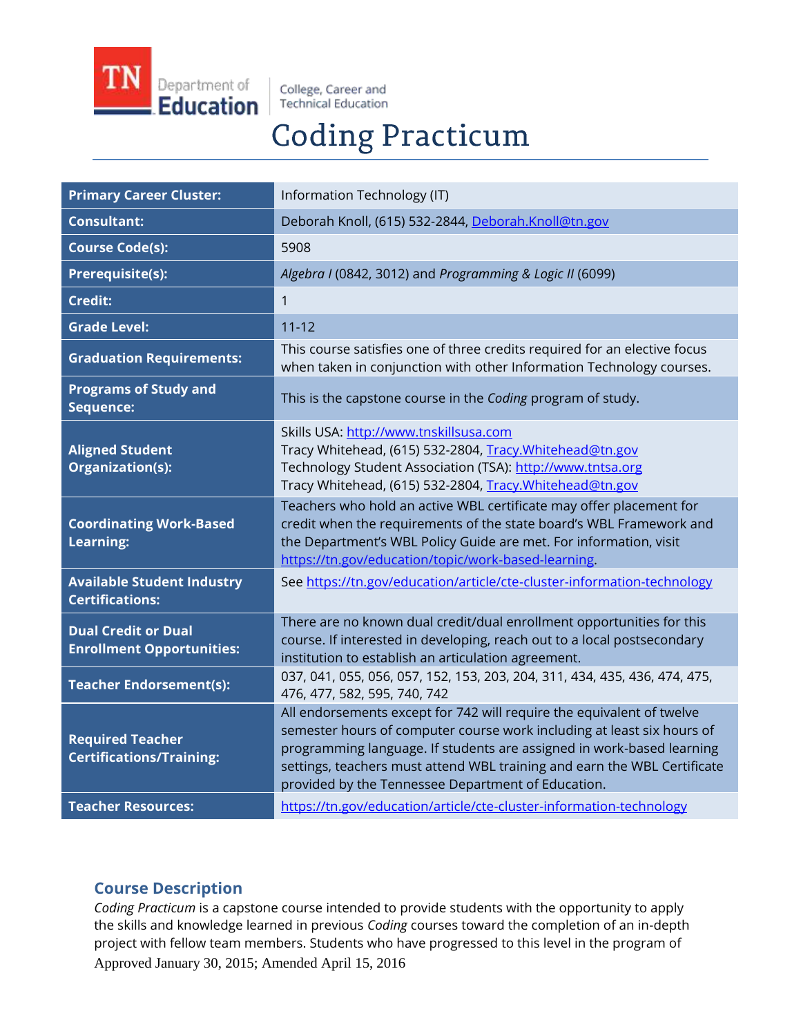TN Department of Education | College, Career and Technical Education

# Coding Practicum

| | |
|---|---|
| **Primary Career Cluster:** | Information Technology (IT) |
| **Consultant:** | Deborah Knoll, (615) 532-2844, Deborah.Knoll@tn.gov |
| **Course Code(s):** | 5908 |
| **Prerequisite(s):** | *Algebra I* (0842, 3012) and *Programming & Logic II* (6099) |
| **Credit:** | 1 |
| **Grade Level:** | 11-12 |
| **Graduation Requirements:** | This course satisfies one of three credits required for an elective focus when taken in conjunction with other Information Technology courses. |
| **Programs of Study and Sequence:** | This is the capstone course in the *Coding* program of study. |
| **Aligned Student Organization(s):** | Skills USA: http://www.tnskillsusa.com<br>Tracy Whitehead, (615) 532-2804, Tracy.Whitehead@tn.gov<br>Technology Student Association (TSA): http://www.tntsa.org<br>Tracy Whitehead, (615) 532-2804, Tracy.Whitehead@tn.gov |
| **Coordinating Work-Based Learning:** | Teachers who hold an active WBL certificate may offer placement for credit when the requirements of the state board's WBL Framework and the Department's WBL Policy Guide are met. For information, visit https://tn.gov/education/topic/work-based-learning. |
| **Available Student Industry Certifications:** | See https://tn.gov/education/article/cte-cluster-information-technology |
| **Dual Credit or Dual Enrollment Opportunities:** | There are no known dual credit/dual enrollment opportunities for this course. If interested in developing, reach out to a local postsecondary institution to establish an articulation agreement. |
| **Teacher Endorsement(s):** | 037, 041, 055, 056, 057, 152, 153, 203, 204, 311, 434, 435, 436, 474, 475, 476, 477, 582, 595, 740, 742 |
| **Required Teacher Certifications/Training:** | All endorsements except for 742 will require the equivalent of twelve semester hours of computer course work including at least six hours of programming language. If students are assigned in work-based learning settings, teachers must attend WBL training and earn the WBL Certificate provided by the Tennessee Department of Education. |
| **Teacher Resources:** | https://tn.gov/education/article/cte-cluster-information-technology |

## Course Description

*Coding Practicum* is a capstone course intended to provide students with the opportunity to apply the skills and knowledge learned in previous *Coding* courses toward the completion of an in-depth project with fellow team members. Students who have progressed to this level in the program of

Approved January 30, 2015; Amended April 15, 2016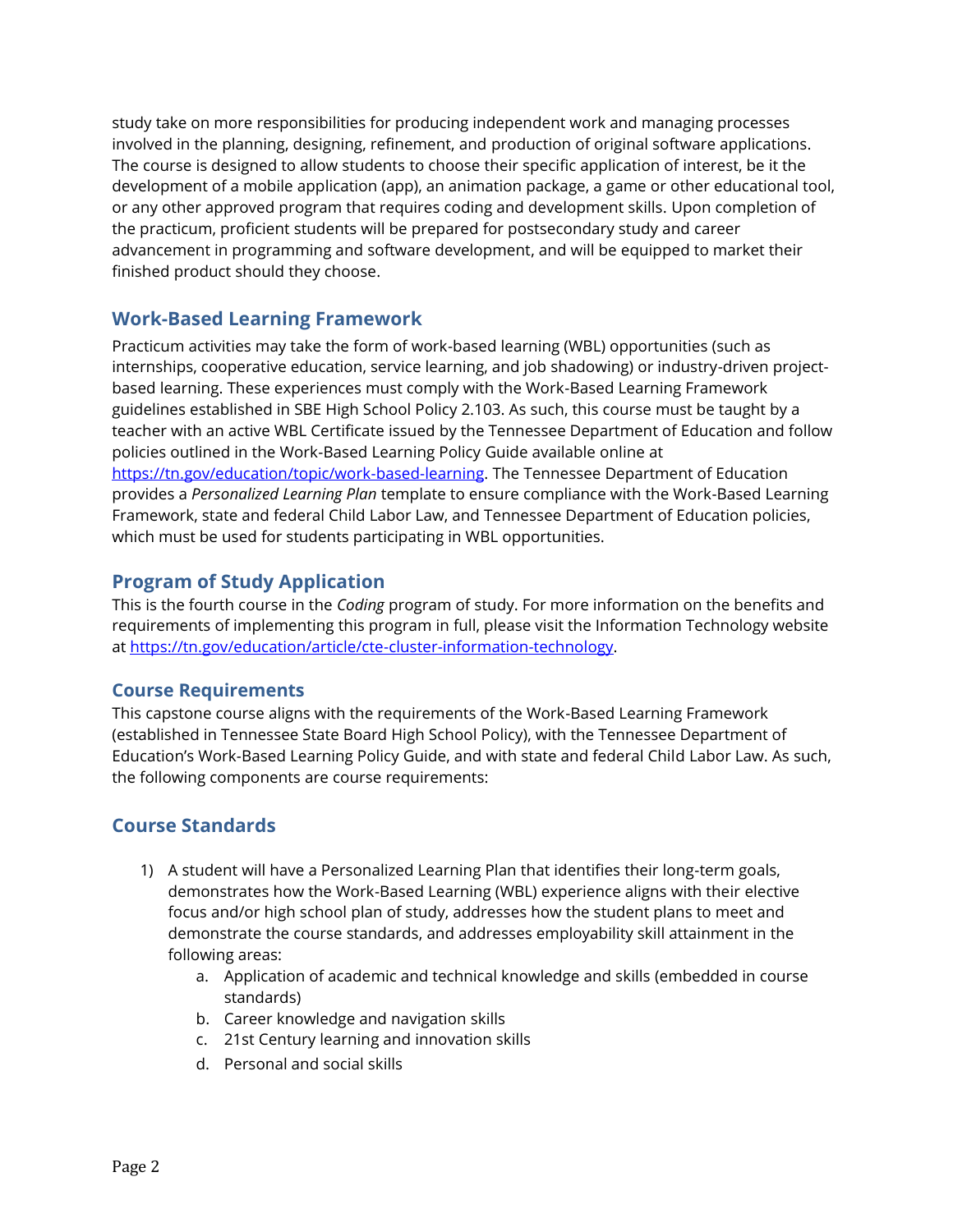study take on more responsibilities for producing independent work and managing processes involved in the planning, designing, refinement, and production of original software applications. The course is designed to allow students to choose their specific application of interest, be it the development of a mobile application (app), an animation package, a game or other educational tool, or any other approved program that requires coding and development skills. Upon completion of the practicum, proficient students will be prepared for postsecondary study and career advancement in programming and software development, and will be equipped to market their finished product should they choose.

## Work-Based Learning Framework

Practicum activities may take the form of work-based learning (WBL) opportunities (such as internships, cooperative education, service learning, and job shadowing) or industry-driven project-based learning. These experiences must comply with the Work-Based Learning Framework guidelines established in SBE High School Policy 2.103. As such, this course must be taught by a teacher with an active WBL Certificate issued by the Tennessee Department of Education and follow policies outlined in the Work-Based Learning Policy Guide available online at [https://tn.gov/education/topic/work-based-learning](https://tn.gov/education/topic/work-based-learning). The Tennessee Department of Education provides a *Personalized Learning Plan* template to ensure compliance with the Work-Based Learning Framework, state and federal Child Labor Law, and Tennessee Department of Education policies, which must be used for students participating in WBL opportunities.

## Program of Study Application

This is the fourth course in the *Coding* program of study. For more information on the benefits and requirements of implementing this program in full, please visit the Information Technology website at [https://tn.gov/education/article/cte-cluster-information-technology](https://tn.gov/education/article/cte-cluster-information-technology).

### Course Requirements

This capstone course aligns with the requirements of the Work-Based Learning Framework (established in Tennessee State Board High School Policy), with the Tennessee Department of Education's Work-Based Learning Policy Guide, and with state and federal Child Labor Law. As such, the following components are course requirements:

## Course Standards

1) A student will have a Personalized Learning Plan that identifies their long-term goals, demonstrates how the Work-Based Learning (WBL) experience aligns with their elective focus and/or high school plan of study, addresses how the student plans to meet and demonstrate the course standards, and addresses employability skill attainment in the following areas:
    a. Application of academic and technical knowledge and skills (embedded in course standards)
    b. Career knowledge and navigation skills
    c. 21st Century learning and innovation skills
    d. Personal and social skills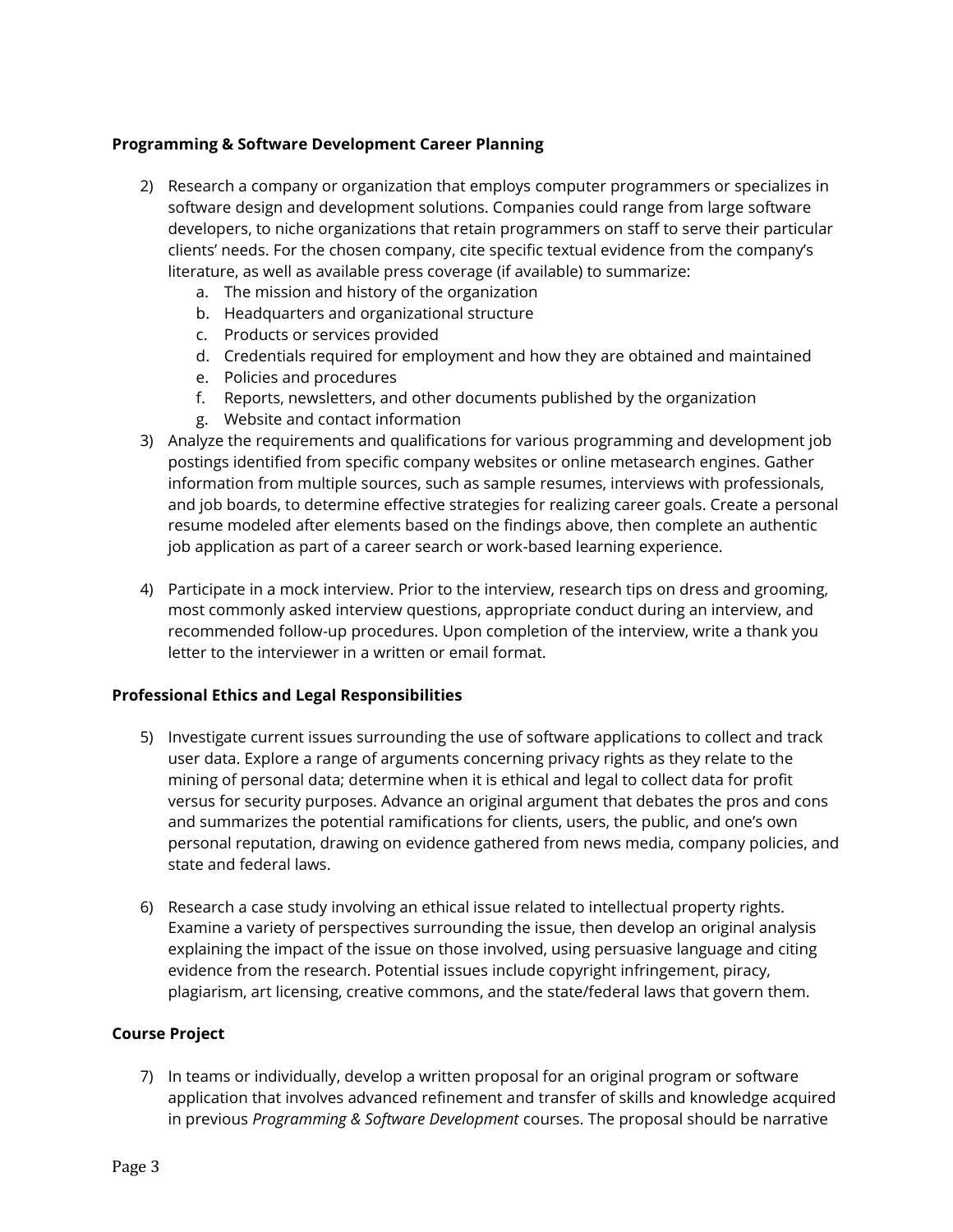**Programming & Software Development Career Planning**

2) Research a company or organization that employs computer programmers or specializes in software design and development solutions. Companies could range from large software developers, to niche organizations that retain programmers on staff to serve their particular clients' needs. For the chosen company, cite specific textual evidence from the company's literature, as well as available press coverage (if available) to summarize:
   a. The mission and history of the organization
   b. Headquarters and organizational structure
   c. Products or services provided
   d. Credentials required for employment and how they are obtained and maintained
   e. Policies and procedures
   f. Reports, newsletters, and other documents published by the organization
   g. Website and contact information
3) Analyze the requirements and qualifications for various programming and development job postings identified from specific company websites or online metasearch engines. Gather information from multiple sources, such as sample resumes, interviews with professionals, and job boards, to determine effective strategies for realizing career goals. Create a personal resume modeled after elements based on the findings above, then complete an authentic job application as part of a career search or work-based learning experience.

4) Participate in a mock interview. Prior to the interview, research tips on dress and grooming, most commonly asked interview questions, appropriate conduct during an interview, and recommended follow-up procedures. Upon completion of the interview, write a thank you letter to the interviewer in a written or email format.

**Professional Ethics and Legal Responsibilities**

5) Investigate current issues surrounding the use of software applications to collect and track user data. Explore a range of arguments concerning privacy rights as they relate to the mining of personal data; determine when it is ethical and legal to collect data for profit versus for security purposes. Advance an original argument that debates the pros and cons and summarizes the potential ramifications for clients, users, the public, and one's own personal reputation, drawing on evidence gathered from news media, company policies, and state and federal laws.

6) Research a case study involving an ethical issue related to intellectual property rights. Examine a variety of perspectives surrounding the issue, then develop an original analysis explaining the impact of the issue on those involved, using persuasive language and citing evidence from the research. Potential issues include copyright infringement, piracy, plagiarism, art licensing, creative commons, and the state/federal laws that govern them.

**Course Project**

7) In teams or individually, develop a written proposal for an original program or software application that involves advanced refinement and transfer of skills and knowledge acquired in previous *Programming & Software Development* courses. The proposal should be narrative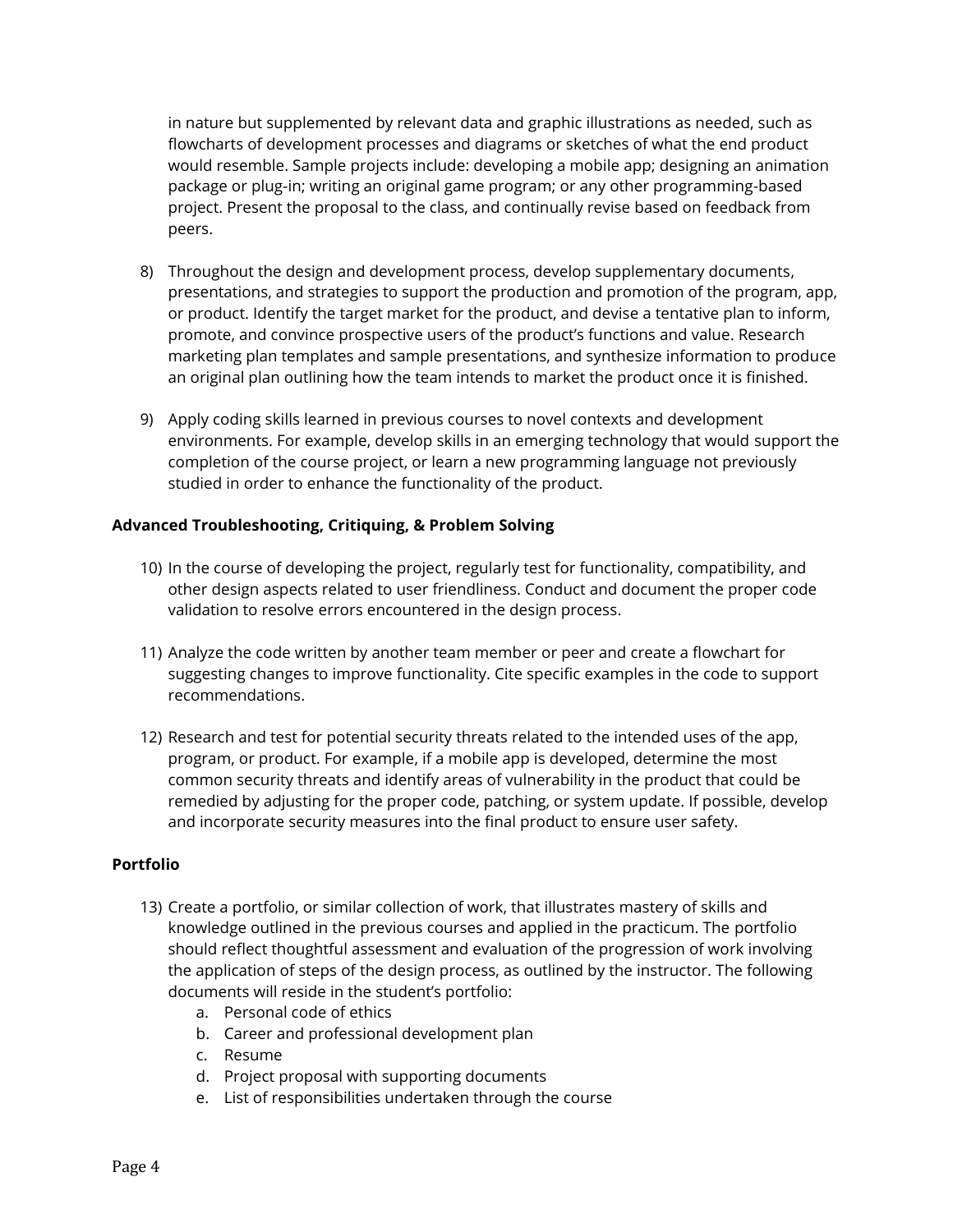in nature but supplemented by relevant data and graphic illustrations as needed, such as flowcharts of development processes and diagrams or sketches of what the end product would resemble. Sample projects include: developing a mobile app; designing an animation package or plug-in; writing an original game program; or any other programming-based project. Present the proposal to the class, and continually revise based on feedback from peers.

8) Throughout the design and development process, develop supplementary documents, presentations, and strategies to support the production and promotion of the program, app, or product. Identify the target market for the product, and devise a tentative plan to inform, promote, and convince prospective users of the product's functions and value. Research marketing plan templates and sample presentations, and synthesize information to produce an original plan outlining how the team intends to market the product once it is finished.

9) Apply coding skills learned in previous courses to novel contexts and development environments. For example, develop skills in an emerging technology that would support the completion of the course project, or learn a new programming language not previously studied in order to enhance the functionality of the product.

**Advanced Troubleshooting, Critiquing, & Problem Solving**

10) In the course of developing the project, regularly test for functionality, compatibility, and other design aspects related to user friendliness. Conduct and document the proper code validation to resolve errors encountered in the design process.

11) Analyze the code written by another team member or peer and create a flowchart for suggesting changes to improve functionality. Cite specific examples in the code to support recommendations.

12) Research and test for potential security threats related to the intended uses of the app, program, or product. For example, if a mobile app is developed, determine the most common security threats and identify areas of vulnerability in the product that could be remedied by adjusting for the proper code, patching, or system update. If possible, develop and incorporate security measures into the final product to ensure user safety.

**Portfolio**

13) Create a portfolio, or similar collection of work, that illustrates mastery of skills and knowledge outlined in the previous courses and applied in the practicum. The portfolio should reflect thoughtful assessment and evaluation of the progression of work involving the application of steps of the design process, as outlined by the instructor. The following documents will reside in the student's portfolio:
    a. Personal code of ethics
    b. Career and professional development plan
    c. Resume
    d. Project proposal with supporting documents
    e. List of responsibilities undertaken through the course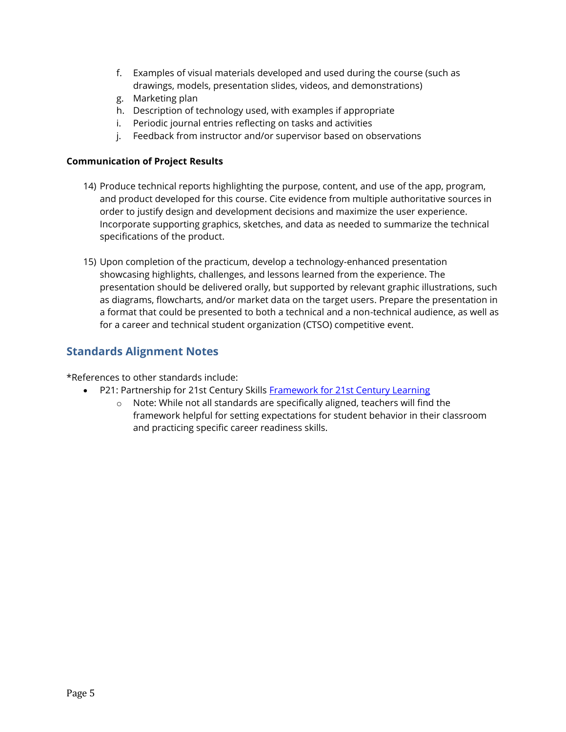f. Examples of visual materials developed and used during the course (such as drawings, models, presentation slides, videos, and demonstrations)
g. Marketing plan
h. Description of technology used, with examples if appropriate
i. Periodic journal entries reflecting on tasks and activities
j. Feedback from instructor and/or supervisor based on observations

**Communication of Project Results**

14) Produce technical reports highlighting the purpose, content, and use of the app, program, and product developed for this course. Cite evidence from multiple authoritative sources in order to justify design and development decisions and maximize the user experience. Incorporate supporting graphics, sketches, and data as needed to summarize the technical specifications of the product.

15) Upon completion of the practicum, develop a technology-enhanced presentation showcasing highlights, challenges, and lessons learned from the experience. The presentation should be delivered orally, but supported by relevant graphic illustrations, such as diagrams, flowcharts, and/or market data on the target users. Prepare the presentation in a format that could be presented to both a technical and a non-technical audience, as well as for a career and technical student organization (CTSO) competitive event.

## Standards Alignment Notes

*References to other standards include:

- P21: Partnership for 21st Century Skills [Framework for 21st Century Learning]
  - Note: While not all standards are specifically aligned, teachers will find the framework helpful for setting expectations for student behavior in their classroom and practicing specific career readiness skills.